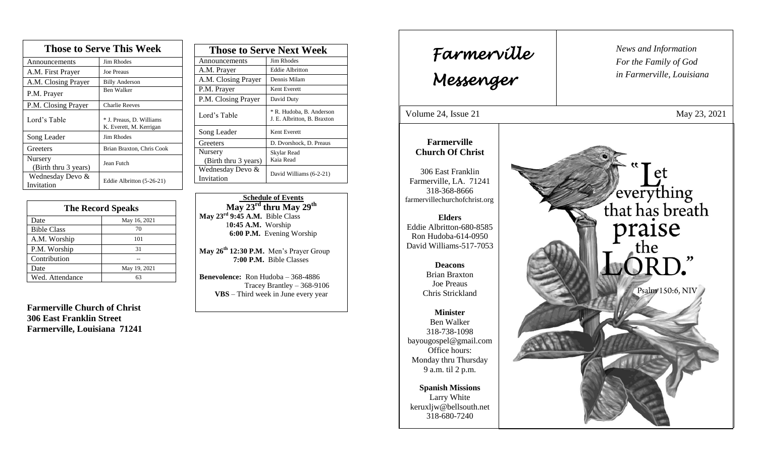## Those to Serve This Week

| Those to Serve This Week | |
|---|---|
| Announcements | Jim Rhodes |
| A.M. First Prayer | Joe Preaus |
| A.M. Closing Prayer | Billy Anderson |
| P.M. Prayer | Ben Walker |
| P.M. Closing Prayer | Charlie Reeves |
| Lord's Table | * J. Preaus, D. Williams K. Everett, M. Kerrigan |
| Song Leader | Jim Rhodes |
| Greeters | Brian Braxton, Chris Cook |
| Nursery (Birth thru 3 years) | Jean Futch |
| Wednesday Devo & Invitation | Eddie Albritton (5-26-21) |

## The Record Speaks

| The Record Speaks | |
|---|---|
| Date | May 16, 2021 |
| Bible Class | 70 |
| A.M. Worship | 101 |
| P.M. Worship | 31 |
| Contribution | -- |
| Date | May 19, 2021 |
| Wed. Attendance | 63 |

**Farmerville Church of Christ**
**306 East Franklin Street**
**Farmerville, Louisiana 71241**

## Those to Serve Next Week

| Those to Serve Next Week | |
|---|---|
| Announcements | Jim Rhodes |
| A.M. Prayer | Eddie Albritton |
| A.M. Closing Prayer | Dennis Milam |
| P.M. Prayer | Kent Everett |
| P.M. Closing Prayer | David Duty |
| Lord's Table | * R. Hudoba, B. Anderson J. E. Albritton, B. Braxton |
| Song Leader | Kent Everett |
| Greeters | D. Dvorshock, D. Preaus |
| Nursery (Birth thru 3 years) | Skylar Read Kaia Read |
| Wednesday Devo & Invitation | David Williams (6-2-21) |

**Schedule of Events**

**May 23rd thru May 29th**

**May 23rd 9:45 A.M.** Bible Class
**10:45 A.M.** Worship
**6:00 P.M.** Evening Worship

**May 26th 12:30 P.M.** Men's Prayer Group
**7:00 P.M.** Bible Classes

**Benevolence:** Ron Hudoba – 368-4886
Tracey Brantley – 368-9106
**VBS** – Third week in June every year

# Farmerville Messenger

*News and Information*
*For the Family of God*
*in Farmerville, Louisiana*

Volume 24, Issue 21 May 23, 2021

**Farmerville Church Of Christ**

306 East Franklin
Farmerville, LA. 71241
318-368-8666
farmervillechurchofchrist.org

**Elders**
Eddie Albritton-680-8585
Ron Hudoba-614-0950
David Williams-517-7053

**Deacons**
Brian Braxton
Joe Preaus
Chris Strickland

**Minister**
Ben Walker
318-738-1098
bayougospel@gmail.com
Office hours:
Monday thru Thursday
9 a.m. til 2 p.m.

**Spanish Missions**
Larry White
keruxljw@bellsouth.net
318-680-7240

"Let everything that has breath praise the LORD."
Psalm 150:6, NIV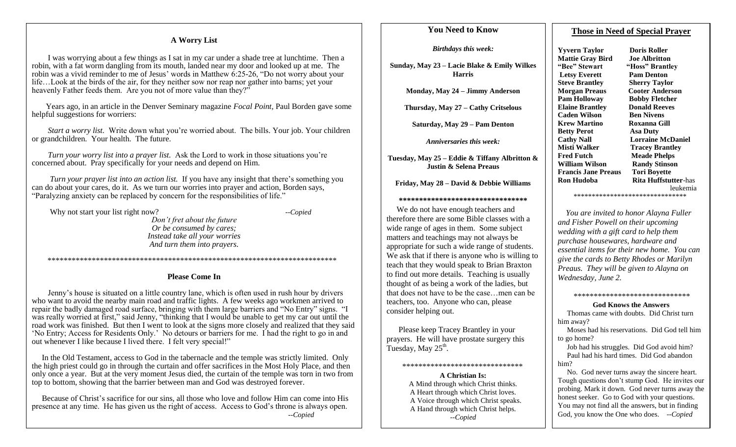### A Worry List

I was worrying about a few things as I sat in my car under a shade tree at lunchtime. Then a robin, with a fat worm dangling from its mouth, landed near my door and looked up at me. The robin was a vivid reminder to me of Jesus' words in Matthew 6:25-26, "Do not worry about your life…Look at the birds of the air, for they neither sow nor reap nor gather into barns; yet your heavenly Father feeds them. Are you not of more value than they?"

Years ago, in an article in the Denver Seminary magazine *Focal Point*, Paul Borden gave some helpful suggestions for worriers:

*Start a worry list.* Write down what you're worried about. The bills. Your job. Your children or grandchildren. Your health. The future.

*Turn your worry list into a prayer list.* Ask the Lord to work in those situations you're concerned about. Pray specifically for your needs and depend on Him.

*Turn your prayer list into an action list.* If you have any insight that there's something you can do about your cares, do it. As we turn our worries into prayer and action, Borden says, "Paralyzing anxiety can be replaced by concern for the responsibilities of life."

Why not start your list right now? *--Copied*

*Don't fret about the future*
*Or be consumed by cares;*
*Instead take all your worries*
*And turn them into prayers.*

***************************************************************************

### Please Come In

Jenny's house is situated on a little country lane, which is often used in rush hour by drivers who want to avoid the nearby main road and traffic lights. A few weeks ago workmen arrived to repair the badly damaged road surface, bringing with them large barriers and "No Entry" signs. "I was really worried at first," said Jenny, "thinking that I would be unable to get my car out until the road work was finished. But then I went to look at the signs more closely and realized that they said 'No Entry; Access for Residents Only.' No detours or barriers for me. I had the right to go in and out whenever I like because I lived there. I felt very special!"

In the Old Testament, access to God in the tabernacle and the temple was strictly limited. Only the high priest could go in through the curtain and offer sacrifices in the Most Holy Place, and then only once a year. But at the very moment Jesus died, the curtain of the temple was torn in two from top to bottom, showing that the barrier between man and God was destroyed forever.

Because of Christ's sacrifice for our sins, all those who love and follow Him can come into His presence at any time. He has given us the right of access. Access to God's throne is always open.
*--Copied*

### You Need to Know

***Birthdays this week:***

**Sunday, May 23 – Lacie Blake & Emily Wilkes Harris**

**Monday, May 24 – Jimmy Anderson**

**Thursday, May 27 – Cathy Critselous**

**Saturday, May 29 – Pam Denton**

***Anniversaries this week:***

**Tuesday, May 25 – Eddie & Tiffany Albritton & Justin & Selena Preaus**

**Friday, May 28 – David & Debbie Williams**

**********************************

We do not have enough teachers and therefore there are some Bible classes with a wide range of ages in them. Some subject matters and teachings may not always be appropriate for such a wide range of students. We ask that if there is anyone who is willing to teach that they would speak to Brian Braxton to find out more details. Teaching is usually thought of as being a work of the ladies, but that does not have to be the case…men can be teachers, too. Anyone who can, please consider helping out.

Please keep Tracey Brantley in your prayers. He will have prostate surgery this Tuesday, May 25th.

*******************************

**A Christian Is:**
A Mind through which Christ thinks.
A Heart through which Christ loves.
A Voice through which Christ speaks.
A Hand through which Christ helps.
*--Copied*

### Those in Need of Special Prayer

| | |
|---|---|
| **Yyvern Taylor** | **Doris Roller** |
| **Mattie Gray Bird** | **Joe Albritton** |
| **"Bee" Stewart** | **"Hoss" Brantley** |
| **Letsy Everett** | **Pam Denton** |
| **Steve Brantley** | **Sherry Taylor** |
| **Morgan Preaus** | **Cooter Anderson** |
| **Pam Holloway** | **Bobby Fletcher** |
| **Elaine Brantley** | **Donald Reeves** |
| **Caden Wilson** | **Ben Nivens** |
| **Krew Martino** | **Roxanna Gill** |
| **Betty Perot** | **Asa Duty** |
| **Cathy Nall** | **Lorraine McDaniel** |
| **Misti Walker** | **Tracey Brantley** |
| **Fred Futch** | **Meade Phelps** |
| **William Wilson** | **Randy Stinson** |
| **Francis Jane Preaus** | **Tori Boyette** |
| **Ron Hudoba** | **Rita Huffstutter**-has leukemia |

*******************************

*You are invited to honor Alayna Fuller and Fisher Powell on their upcoming wedding with a gift card to help them purchase housewares, hardware and essential items for their new home. You can give the cards to Betty Rhodes or Marilyn Preaus. They will be given to Alayna on Wednesday, June 2.*

*****************************

**God Knows the Answers**

Thomas came with doubts. Did Christ turn him away?

Moses had his reservations. Did God tell him to go home?

Job had his struggles. Did God avoid him?

Paul had his hard times. Did God abandon him?

No. God never turns away the sincere heart. Tough questions don't stump God. He invites our probing. Mark it down. God never turns away the honest seeker. Go to God with your questions. You may not find all the answers, but in finding God, you know the One who does. *--Copied*